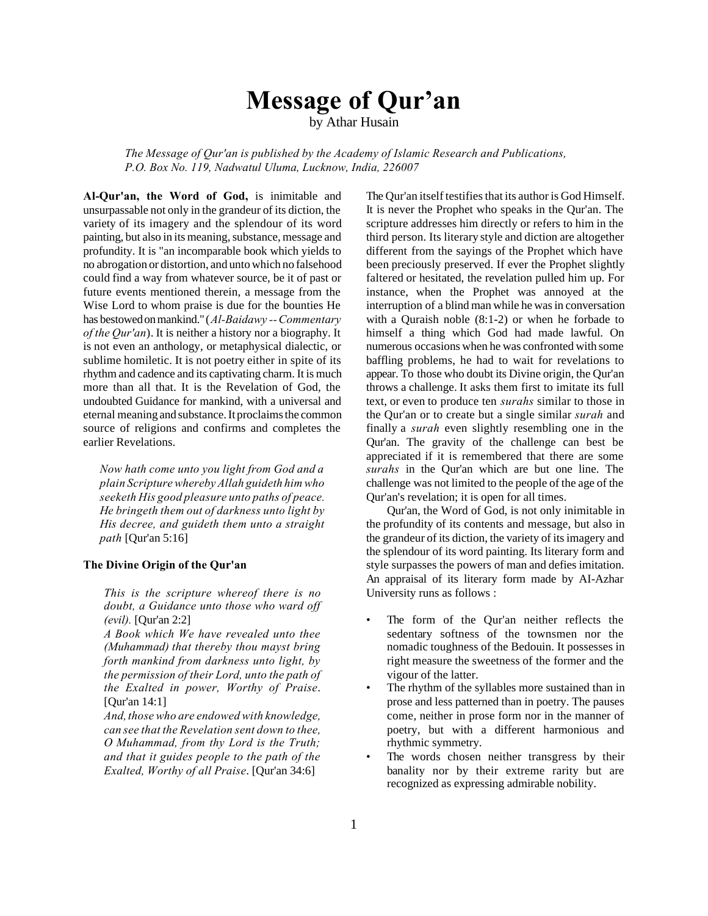# Message of Qur'an

by Athar Husain

*The Message of Qur'an is published by the Academy of Islamic Research and Publications, P.O. Box No. 119, Nadwatul Uluma, Lucknow, India, 226007*

**Al-Qur'an, the Word of God,** is inimitable and unsurpassable not only in the grandeur of its diction, the variety of its imagery and the splendour of its word painting, but also in its meaning, substance, message and profundity. It is "an incomparable book which yields to no abrogation or distortion, and unto which no falsehood could find a way from whatever source, be it of past or future events mentioned therein, a message from the Wise Lord to whom praise is due for the bounties He has bestowed on mankind." (*Al-Baidawy -- Commentary of the Qur'an*). It is neither a history nor a biography. It is not even an anthology, or metaphysical dialectic, or sublime homiletic. It is not poetry either in spite of its rhythm and cadence and its captivating charm. It is much more than all that. It is the Revelation of God, the undoubted Guidance for mankind, with a universal and eternal meaning and substance. It proclaims the common source of religions and confirms and completes the earlier Revelations.

> *Now hath come unto you light from God and a plain Scripture whereby Allah guideth him who seeketh His good pleasure unto paths of peace. He bringeth them out of darkness unto light by His decree, and guideth them unto a straight path* [Qur'an 5:16]

### The Divine Origin of the Qur'an

> *This is the scripture whereof there is no doubt, a Guidance unto those who ward off (evil).* [Qur'an 2:2]
> *A Book which We have revealed unto thee (Muhammad) that thereby thou mayst bring forth mankind from darkness unto light, by the permission of their Lord, unto the path of the Exalted in power, Worthy of Praise.* [Qur'an 14:1]
> *And, those who are endowed with knowledge, can see that the Revelation sent down to thee, O Muhammad, from thy Lord is the Truth; and that it guides people to the path of the Exalted, Worthy of all Praise.* [Qur'an 34:6]

The Qur'an itself testifies that its author is God Himself. It is never the Prophet who speaks in the Qur'an. The scripture addresses him directly or refers to him in the third person. Its literary style and diction are altogether different from the sayings of the Prophet which have been preciously preserved. If ever the Prophet slightly faltered or hesitated, the revelation pulled him up. For instance, when the Prophet was annoyed at the interruption of a blind man while he was in conversation with a Quraish noble (8:1-2) or when he forbade to himself a thing which God had made lawful. On numerous occasions when he was confronted with some baffling problems, he had to wait for revelations to appear. To those who doubt its Divine origin, the Qur'an throws a challenge. It asks them first to imitate its full text, or even to produce ten *surahs* similar to those in the Qur'an or to create but a single similar *surah* and finally a *surah* even slightly resembling one in the Qur'an. The gravity of the challenge can best be appreciated if it is remembered that there are some *surahs* in the Qur'an which are but one line. The challenge was not limited to the people of the age of the Qur'an's revelation; it is open for all times.

Qur'an, the Word of God, is not only inimitable in the profundity of its contents and message, but also in the grandeur of its diction, the variety of its imagery and the splendour of its word painting. Its literary form and style surpasses the powers of man and defies imitation. An appraisal of its literary form made by Al-Azhar University runs as follows :

- The form of the Qur'an neither reflects the sedentary softness of the townsmen nor the nomadic toughness of the Bedouin. It possesses in right measure the sweetness of the former and the vigour of the latter.
- The rhythm of the syllables more sustained than in prose and less patterned than in poetry. The pauses come, neither in prose form nor in the manner of poetry, but with a different harmonious and rhythmic symmetry.
- The words chosen neither transgress by their banality nor by their extreme rarity but are recognized as expressing admirable nobility.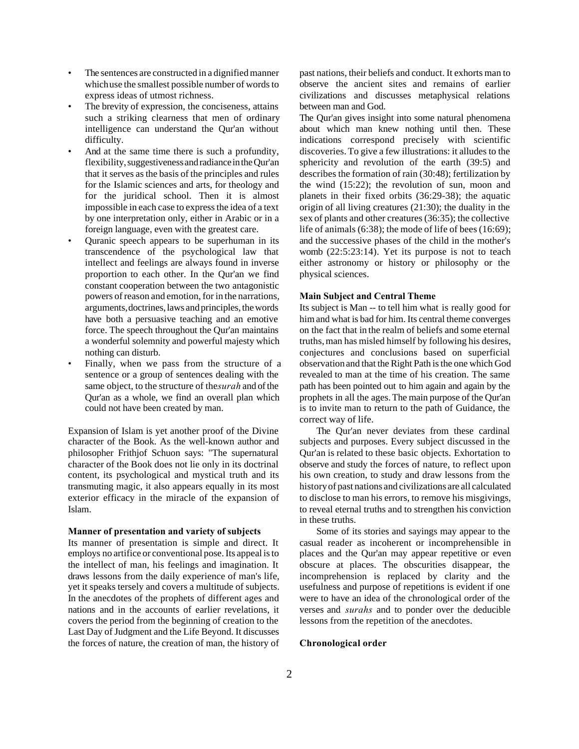- The sentences are constructed in a dignified manner which use the smallest possible number of words to express ideas of utmost richness.
- The brevity of expression, the conciseness, attains such a striking clearness that men of ordinary intelligence can understand the Qur'an without difficulty.
- And at the same time there is such a profundity, flexibility, suggestiveness and radiance in the Qur'an that it serves as the basis of the principles and rules for the Islamic sciences and arts, for theology and for the juridical school. Then it is almost impossible in each case to express the idea of a text by one interpretation only, either in Arabic or in a foreign language, even with the greatest care.
- Quranic speech appears to be superhuman in its transcendence of the psychological law that intellect and feelings are always found in inverse proportion to each other. In the Qur'an we find constant cooperation between the two antagonistic powers of reason and emotion, for in the narrations, arguments, doctrines, laws and principles, the words have both a persuasive teaching and an emotive force. The speech throughout the Qur'an maintains a wonderful solemnity and powerful majesty which nothing can disturb.
- Finally, when we pass from the structure of a sentence or a group of sentences dealing with the same object, to the structure of the *surah* and of the Qur'an as a whole, we find an overall plan which could not have been created by man.

Expansion of Islam is yet another proof of the Divine character of the Book. As the well-known author and philosopher Frithjof Schuon says: "The supernatural character of the Book does not lie only in its doctrinal content, its psychological and mystical truth and its transmuting magic, it also appears equally in its most exterior efficacy in the miracle of the expansion of Islam.

**Manner of presentation and variety of subjects**

Its manner of presentation is simple and direct. It employs no artifice or conventional pose. Its appeal is to the intellect of man, his feelings and imagination. It draws lessons from the daily experience of man's life, yet it speaks tersely and covers a multitude of subjects. In the anecdotes of the prophets of different ages and nations and in the accounts of earlier revelations, it covers the period from the beginning of creation to the Last Day of Judgment and the Life Beyond. It discusses the forces of nature, the creation of man, the history of past nations, their beliefs and conduct. It exhorts man to observe the ancient sites and remains of earlier civilizations and discusses metaphysical relations between man and God.

The Qur'an gives insight into some natural phenomena about which man knew nothing until then. These indications correspond precisely with scientific discoveries. To give a few illustrations: it alludes to the sphericity and revolution of the earth (39:5) and describes the formation of rain (30:48); fertilization by the wind (15:22); the revolution of sun, moon and planets in their fixed orbits (36:29-38); the aquatic origin of all living creatures (21:30); the duality in the sex of plants and other creatures (36:35); the collective life of animals (6:38); the mode of life of bees (16:69); and the successive phases of the child in the mother's womb (22:5:23:14). Yet its purpose is not to teach either astronomy or history or philosophy or the physical sciences.

**Main Subject and Central Theme**

Its subject is Man -- to tell him what is really good for him and what is bad for him. Its central theme converges on the fact that in the realm of beliefs and some eternal truths, man has misled himself by following his desires, conjectures and conclusions based on superficial observation and that the Right Path is the one which God revealed to man at the time of his creation. The same path has been pointed out to him again and again by the prophets in all the ages. The main purpose of the Qur'an is to invite man to return to the path of Guidance, the correct way of life.

The Qur'an never deviates from these cardinal subjects and purposes. Every subject discussed in the Qur'an is related to these basic objects. Exhortation to observe and study the forces of nature, to reflect upon his own creation, to study and draw lessons from the history of past nations and civilizations are all calculated to disclose to man his errors, to remove his misgivings, to reveal eternal truths and to strengthen his conviction in these truths.

Some of its stories and sayings may appear to the casual reader as incoherent or incomprehensible in places and the Qur'an may appear repetitive or even obscure at places. The obscurities disappear, the incomprehension is replaced by clarity and the usefulness and purpose of repetitions is evident if one were to have an idea of the chronological order of the verses and *surahs* and to ponder over the deducible lessons from the repetition of the anecdotes.

**Chronological order**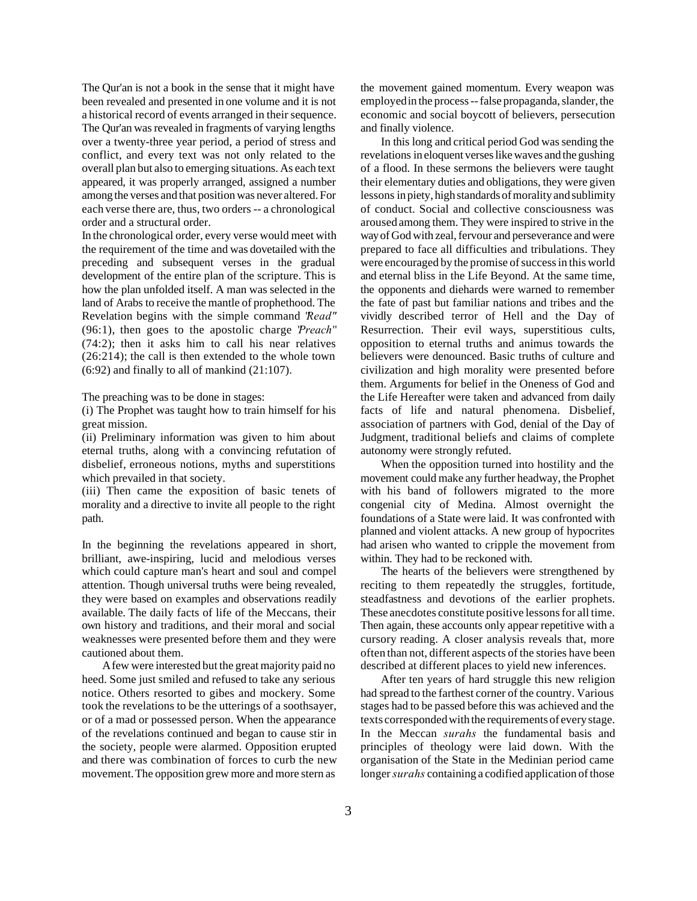The Qur'an is not a book in the sense that it might have been revealed and presented in one volume and it is not a historical record of events arranged in their sequence. The Qur'an was revealed in fragments of varying lengths over a twenty-three year period, a period of stress and conflict, and every text was not only related to the overall plan but also to emerging situations. As each text appeared, it was properly arranged, assigned a number among the verses and that position was never altered. For each verse there are, thus, two orders -- a chronological order and a structural order.

In the chronological order, every verse would meet with the requirement of the time and was dovetailed with the preceding and subsequent verses in the gradual development of the entire plan of the scripture. This is how the plan unfolded itself. A man was selected in the land of Arabs to receive the mantle of prophethood. The Revelation begins with the simple command "*Read*" (96:1), then goes to the apostolic charge "*Preach*" (74:2); then it asks him to call his near relatives (26:214); the call is then extended to the whole town (6:92) and finally to all of mankind (21:107).

The preaching was to be done in stages:

(i) The Prophet was taught how to train himself for his great mission.

(ii) Preliminary information was given to him about eternal truths, along with a convincing refutation of disbelief, erroneous notions, myths and superstitions which prevailed in that society.

(iii) Then came the exposition of basic tenets of morality and a directive to invite all people to the right path.

In the beginning the revelations appeared in short, brilliant, awe-inspiring, lucid and melodious verses which could capture man's heart and soul and compel attention. Though universal truths were being revealed, they were based on examples and observations readily available. The daily facts of life of the Meccans, their own history and traditions, and their moral and social weaknesses were presented before them and they were cautioned about them.

A few were interested but the great majority paid no heed. Some just smiled and refused to take any serious notice. Others resorted to gibes and mockery. Some took the revelations to be the utterings of a soothsayer, or of a mad or possessed person. When the appearance of the revelations continued and began to cause stir in the society, people were alarmed. Opposition erupted and there was combination of forces to curb the new movement. The opposition grew more and more stern as the movement gained momentum. Every weapon was employed in the process -- false propaganda, slander, the economic and social boycott of believers, persecution and finally violence.

In this long and critical period God was sending the revelations in eloquent verses like waves and the gushing of a flood. In these sermons the believers were taught their elementary duties and obligations, they were given lessons in piety, high standards of morality and sublimity of conduct. Social and collective consciousness was aroused among them. They were inspired to strive in the way of God with zeal, fervour and perseverance and were prepared to face all difficulties and tribulations. They were encouraged by the promise of success in this world and eternal bliss in the Life Beyond. At the same time, the opponents and diehards were warned to remember the fate of past but familiar nations and tribes and the vividly described terror of Hell and the Day of Resurrection. Their evil ways, superstitious cults, opposition to eternal truths and animus towards the believers were denounced. Basic truths of culture and civilization and high morality were presented before them. Arguments for belief in the Oneness of God and the Life Hereafter were taken and advanced from daily facts of life and natural phenomena. Disbelief, association of partners with God, denial of the Day of Judgment, traditional beliefs and claims of complete autonomy were strongly refuted.

When the opposition turned into hostility and the movement could make any further headway, the Prophet with his band of followers migrated to the more congenial city of Medina. Almost overnight the foundations of a State were laid. It was confronted with planned and violent attacks. A new group of hypocrites had arisen who wanted to cripple the movement from within. They had to be reckoned with.

The hearts of the believers were strengthened by reciting to them repeatedly the struggles, fortitude, steadfastness and devotions of the earlier prophets. These anecdotes constitute positive lessons for all time. Then again, these accounts only appear repetitive with a cursory reading. A closer analysis reveals that, more often than not, different aspects of the stories have been described at different places to yield new inferences.

After ten years of hard struggle this new religion had spread to the farthest corner of the country. Various stages had to be passed before this was achieved and the texts corresponded with the requirements of every stage. In the Meccan *surahs* the fundamental basis and principles of theology were laid down. With the organisation of the State in the Medinian period came longer *surahs* containing a codified application of those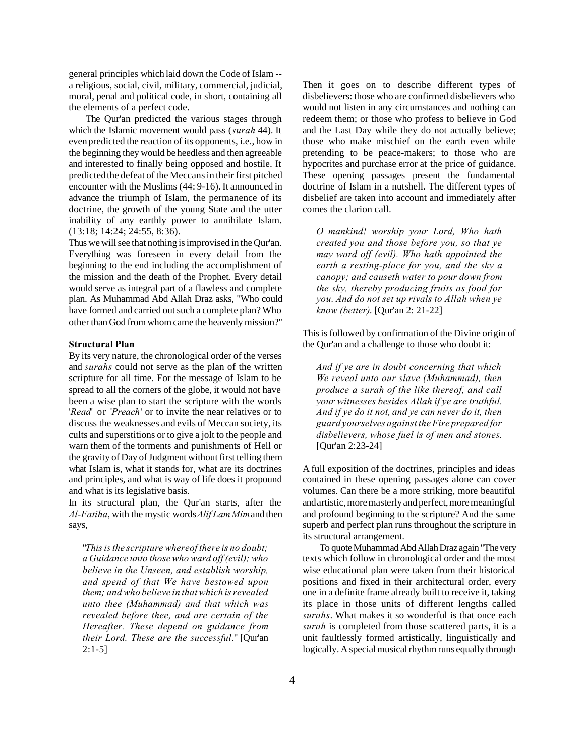general principles which laid down the Code of Islam -- a religious, social, civil, military, commercial, judicial, moral, penal and political code, in short, containing all the elements of a perfect code.

The Qur'an predicted the various stages through which the Islamic movement would pass (*surah* 44). It even predicted the reaction of its opponents, i.e., how in the beginning they would be heedless and then agreeable and interested to finally being opposed and hostile. It predicted the defeat of the Meccans in their first pitched encounter with the Muslims (44: 9-16). It announced in advance the triumph of Islam, the permanence of its doctrine, the growth of the young State and the utter inability of any earthly power to annihilate Islam. (13:18; 14:24; 24:55, 8:36).

Thus we will see that nothing is improvised in the Qur'an. Everything was foreseen in every detail from the beginning to the end including the accomplishment of the mission and the death of the Prophet. Every detail would serve as integral part of a flawless and complete plan. As Muhammad Abd Allah Draz asks, "Who could have formed and carried out such a complete plan? Who other than God from whom came the heavenly mission?"

**Structural Plan**

By its very nature, the chronological order of the verses and *surahs* could not serve as the plan of the written scripture for all time. For the message of Islam to be spread to all the corners of the globe, it would not have been a wise plan to start the scripture with the words '*Read*' or '*Preach*' or to invite the near relatives or to discuss the weaknesses and evils of Meccan society, its cults and superstitions or to give a jolt to the people and warn them of the torments and punishments of Hell or the gravity of Day of Judgment without first telling them what Islam is, what it stands for, what are its doctrines and principles, and what is way of life does it propound and what is its legislative basis.

In its structural plan, the Qur'an starts, after the *Al-Fatiha*, with the mystic words *Alif Lam Mim* and then says,

> "*This is the scripture whereof there is no doubt; a Guidance unto those who ward off (evil); who believe in the Unseen, and establish worship, and spend of that We have bestowed upon them; and who believe in that which is revealed unto thee (Muhammad) and that which was revealed before thee, and are certain of the Hereafter. These depend on guidance from their Lord. These are the successful*." [Qur'an 2:1-5]

Then it goes on to describe different types of disbelievers: those who are confirmed disbelievers who would not listen in any circumstances and nothing can redeem them; or those who profess to believe in God and the Last Day while they do not actually believe; those who make mischief on the earth even while pretending to be peace-makers; to those who are hypocrites and purchase error at the price of guidance. These opening passages present the fundamental doctrine of Islam in a nutshell. The different types of disbelief are taken into account and immediately after comes the clarion call.

> *O mankind! worship your Lord, Who hath created you and those before you, so that ye may ward off (evil). Who hath appointed the earth a resting-place for you, and the sky a canopy; and causeth water to pour down from the sky, thereby producing fruits as food for you. And do not set up rivals to Allah when ye know (better).* [Qur'an 2: 21-22]

This is followed by confirmation of the Divine origin of the Qur'an and a challenge to those who doubt it:

> *And if ye are in doubt concerning that which We reveal unto our slave (Muhammad), then produce a surah of the like thereof, and call your witnesses besides Allah if ye are truthful. And if ye do it not, and ye can never do it, then guard yourselves against the Fire prepared for disbelievers, whose fuel is of men and stones.* [Qur'an 2:23-24]

A full exposition of the doctrines, principles and ideas contained in these opening passages alone can cover volumes. Can there be a more striking, more beautiful and artistic, more masterly and perfect, more meaningful and profound beginning to the scripture? And the same superb and perfect plan runs throughout the scripture in its structural arrangement.

To quote Muhammad Abd Allah Draz again "The very texts which follow in chronological order and the most wise educational plan were taken from their historical positions and fixed in their architectural order, every one in a definite frame already built to receive it, taking its place in those units of different lengths called *surahs*. What makes it so wonderful is that once each *surah* is completed from those scattered parts, it is a unit faultlessly formed artistically, linguistically and logically. A special musical rhythm runs equally through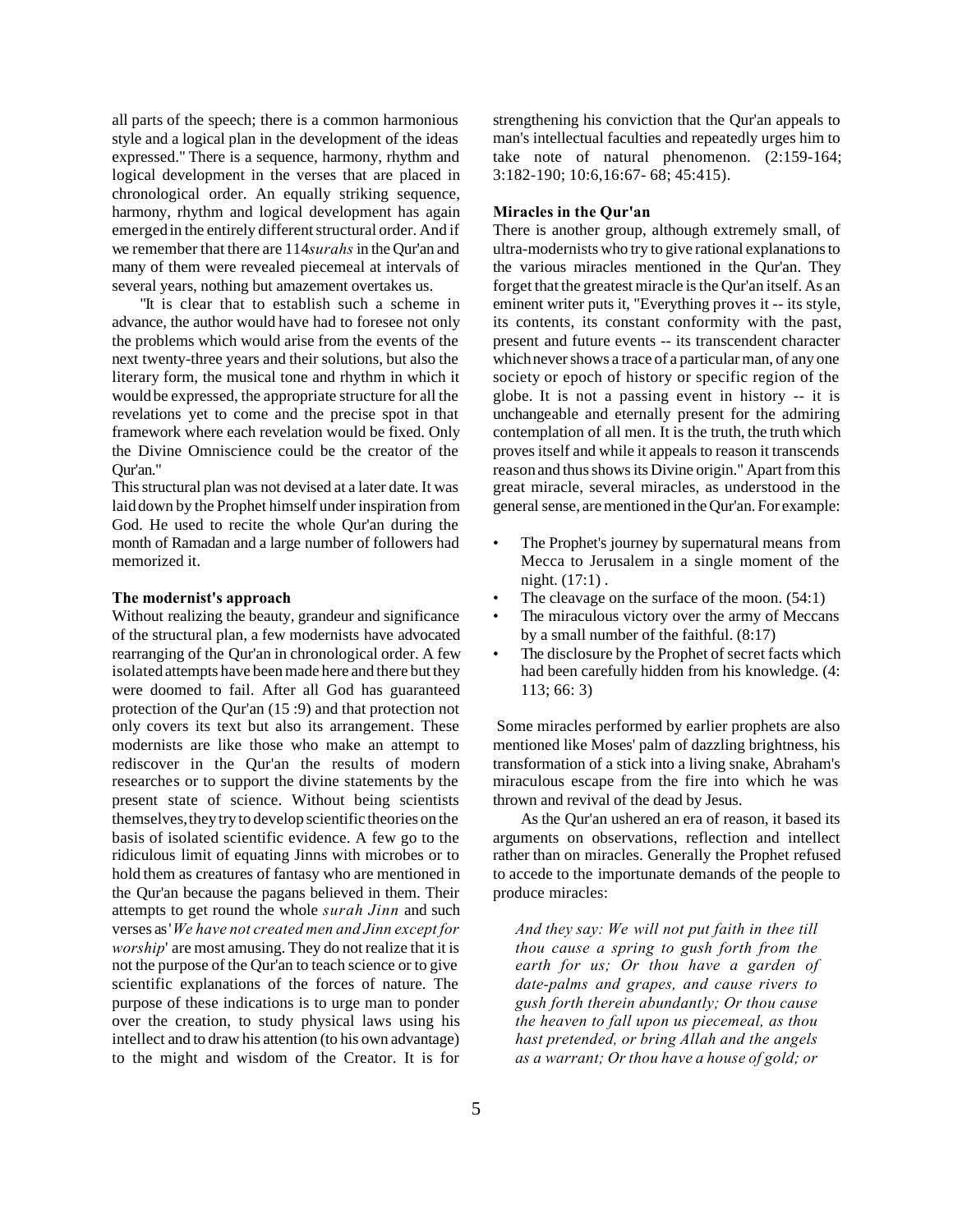all parts of the speech; there is a common harmonious style and a logical plan in the development of the ideas expressed." There is a sequence, harmony, rhythm and logical development in the verses that are placed in chronological order. An equally striking sequence, harmony, rhythm and logical development has again emerged in the entirely different structural order. And if we remember that there are 114 *surahs* in the Qur'an and many of them were revealed piecemeal at intervals of several years, nothing but amazement overtakes us.

"It is clear that to establish such a scheme in advance, the author would have had to foresee not only the problems which would arise from the events of the next twenty-three years and their solutions, but also the literary form, the musical tone and rhythm in which it would be expressed, the appropriate structure for all the revelations yet to come and the precise spot in that framework where each revelation would be fixed. Only the Divine Omniscience could be the creator of the Qur'an."

This structural plan was not devised at a later date. It was laid down by the Prophet himself under inspiration from God. He used to recite the whole Qur'an during the month of Ramadan and a large number of followers had memorized it.

**The modernist's approach**

Without realizing the beauty, grandeur and significance of the structural plan, a few modernists have advocated rearranging of the Qur'an in chronological order. A few isolated attempts have been made here and there but they were doomed to fail. After all God has guaranteed protection of the Qur'an (15 :9) and that protection not only covers its text but also its arrangement. These modernists are like those who make an attempt to rediscover in the Qur'an the results of modern researches or to support the divine statements by the present state of science. Without being scientists themselves, they try to develop scientific theories on the basis of isolated scientific evidence. A few go to the ridiculous limit of equating Jinns with microbes or to hold them as creatures of fantasy who are mentioned in the Qur'an because the pagans believed in them. Their attempts to get round the whole *surah Jinn* and such verses as '*We have not created men and Jinn except for worship*' are most amusing. They do not realize that it is not the purpose of the Qur'an to teach science or to give scientific explanations of the forces of nature. The purpose of these indications is to urge man to ponder over the creation, to study physical laws using his intellect and to draw his attention (to his own advantage) to the might and wisdom of the Creator. It is for strengthening his conviction that the Qur'an appeals to man's intellectual faculties and repeatedly urges him to take note of natural phenomenon. (2:159-164; 3:182-190; 10:6,16:67- 68; 45:415).

**Miracles in the Qur'an**

There is another group, although extremely small, of ultra-modernists who try to give rational explanations to the various miracles mentioned in the Qur'an. They forget that the greatest miracle is the Qur'an itself. As an eminent writer puts it, "Everything proves it -- its style, its contents, its constant conformity with the past, present and future events -- its transcendent character which never shows a trace of a particular man, of any one society or epoch of history or specific region of the globe. It is not a passing event in history -- it is unchangeable and eternally present for the admiring contemplation of all men. It is the truth, the truth which proves itself and while it appeals to reason it transcends reason and thus shows its Divine origin." Apart from this great miracle, several miracles, as understood in the general sense, are mentioned in the Qur'an. For example:

- The Prophet's journey by supernatural means from Mecca to Jerusalem in a single moment of the night. (17:1) .
- The cleavage on the surface of the moon. (54:1)
- The miraculous victory over the army of Meccans by a small number of the faithful. (8:17)
- The disclosure by the Prophet of secret facts which had been carefully hidden from his knowledge. (4: 113; 66: 3)

Some miracles performed by earlier prophets are also mentioned like Moses' palm of dazzling brightness, his transformation of a stick into a living snake, Abraham's miraculous escape from the fire into which he was thrown and revival of the dead by Jesus.

As the Qur'an ushered an era of reason, it based its arguments on observations, reflection and intellect rather than on miracles. Generally the Prophet refused to accede to the importunate demands of the people to produce miracles:

> *And they say: We will not put faith in thee till thou cause a spring to gush forth from the earth for us; Or thou have a garden of date-palms and grapes, and cause rivers to gush forth therein abundantly; Or thou cause the heaven to fall upon us piecemeal, as thou hast pretended, or bring Allah and the angels as a warrant; Or thou have a house of gold; or*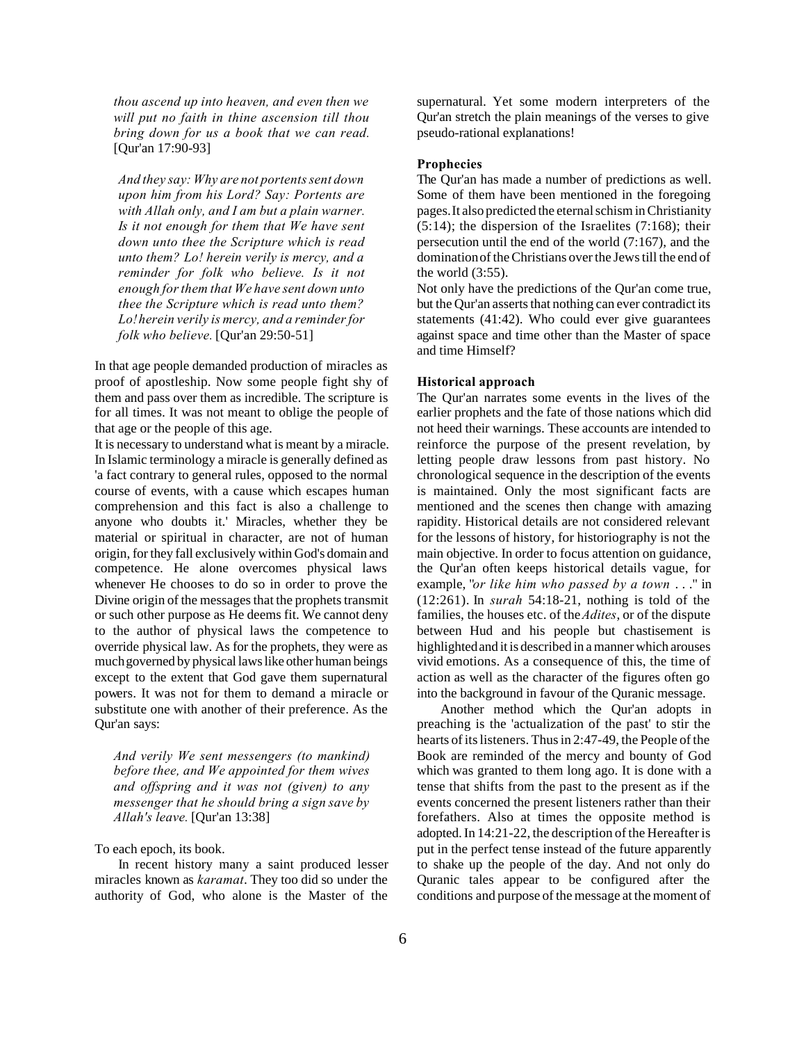*thou ascend up into heaven, and even then we will put no faith in thine ascension till thou bring down for us a book that we can read.* [Qur'an 17:90-93]

*And they say: Why are not portents sent down upon him from his Lord? Say: Portents are with Allah only, and I am but a plain warner. Is it not enough for them that We have sent down unto thee the Scripture which is read unto them? Lo! herein verily is mercy, and a reminder for folk who believe. Is it not enough for them that We have sent down unto thee the Scripture which is read unto them? Lo! herein verily is mercy, and a reminder for folk who believe.* [Qur'an 29:50-51]

In that age people demanded production of miracles as proof of apostleship. Now some people fight shy of them and pass over them as incredible. The scripture is for all times. It was not meant to oblige the people of that age or the people of this age.

It is necessary to understand what is meant by a miracle. In Islamic terminology a miracle is generally defined as 'a fact contrary to general rules, opposed to the normal course of events, with a cause which escapes human comprehension and this fact is also a challenge to anyone who doubts it.' Miracles, whether they be material or spiritual in character, are not of human origin, for they fall exclusively within God's domain and competence. He alone overcomes physical laws whenever He chooses to do so in order to prove the Divine origin of the messages that the prophets transmit or such other purpose as He deems fit. We cannot deny to the author of physical laws the competence to override physical law. As for the prophets, they were as much governed by physical laws like other human beings except to the extent that God gave them supernatural powers. It was not for them to demand a miracle or substitute one with another of their preference. As the Qur'an says:

*And verily We sent messengers (to mankind) before thee, and We appointed for them wives and offspring and it was not (given) to any messenger that he should bring a sign save by Allah's leave.* [Qur'an 13:38]

To each epoch, its book.

In recent history many a saint produced lesser miracles known as *karamat*. They too did so under the authority of God, who alone is the Master of the supernatural. Yet some modern interpreters of the Qur'an stretch the plain meanings of the verses to give pseudo-rational explanations!

**Prophecies**

The Qur'an has made a number of predictions as well. Some of them have been mentioned in the foregoing pages. It also predicted the eternal schism in Christianity (5:14); the dispersion of the Israelites (7:168); their persecution until the end of the world (7:167), and the domination of the Christians over the Jews till the end of the world (3:55).

Not only have the predictions of the Qur'an come true, but the Qur'an asserts that nothing can ever contradict its statements (41:42). Who could ever give guarantees against space and time other than the Master of space and time Himself?

**Historical approach**

The Qur'an narrates some events in the lives of the earlier prophets and the fate of those nations which did not heed their warnings. These accounts are intended to reinforce the purpose of the present revelation, by letting people draw lessons from past history. No chronological sequence in the description of the events is maintained. Only the most significant facts are mentioned and the scenes then change with amazing rapidity. Historical details are not considered relevant for the lessons of history, for historiography is not the main objective. In order to focus attention on guidance, the Qur'an often keeps historical details vague, for example, "*or like him who passed by a town* . . ." in (12:261). In *surah* 54:18-21, nothing is told of the families, the houses etc. of the *Adites*, or of the dispute between Hud and his people but chastisement is highlighted and it is described in a manner which arouses vivid emotions. As a consequence of this, the time of action as well as the character of the figures often go into the background in favour of the Quranic message.

Another method which the Qur'an adopts in preaching is the 'actualization of the past' to stir the hearts of its listeners. Thus in 2:47-49, the People of the Book are reminded of the mercy and bounty of God which was granted to them long ago. It is done with a tense that shifts from the past to the present as if the events concerned the present listeners rather than their forefathers. Also at times the opposite method is adopted. In 14:21-22, the description of the Hereafter is put in the perfect tense instead of the future apparently to shake up the people of the day. And not only do Quranic tales appear to be configured after the conditions and purpose of the message at the moment of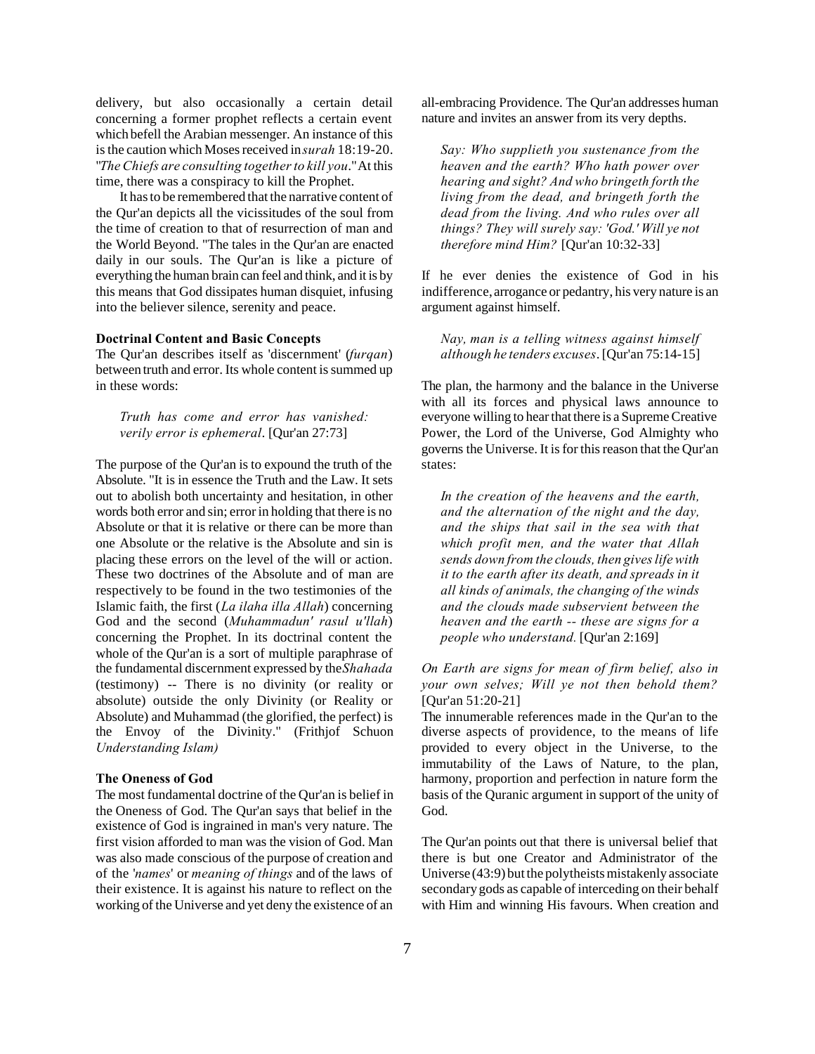delivery, but also occasionally a certain detail concerning a former prophet reflects a certain event which befell the Arabian messenger. An instance of this is the caution which Moses received in *surah* 18:19-20. "*The Chiefs are consulting together to kill you*." At this time, there was a conspiracy to kill the Prophet.

It has to be remembered that the narrative content of the Qur'an depicts all the vicissitudes of the soul from the time of creation to that of resurrection of man and the World Beyond. "The tales in the Qur'an are enacted daily in our souls. The Qur'an is like a picture of everything the human brain can feel and think, and it is by this means that God dissipates human disquiet, infusing into the believer silence, serenity and peace.

**Doctrinal Content and Basic Concepts**

The Qur'an describes itself as 'discernment' (*furqan*) between truth and error. Its whole content is summed up in these words:

> *Truth has come and error has vanished: verily error is ephemeral*. [Qur'an 27:73]

The purpose of the Qur'an is to expound the truth of the Absolute. "It is in essence the Truth and the Law. It sets out to abolish both uncertainty and hesitation, in other words both error and sin; error in holding that there is no Absolute or that it is relative or there can be more than one Absolute or the relative is the Absolute and sin is placing these errors on the level of the will or action. These two doctrines of the Absolute and of man are respectively to be found in the two testimonies of the Islamic faith, the first (*La ilaha illa Allah*) concerning God and the second (*Muhammadun' rasul u'llah*) concerning the Prophet. In its doctrinal content the whole of the Qur'an is a sort of multiple paraphrase of the fundamental discernment expressed by the *Shahada* (testimony) -- There is no divinity (or reality or absolute) outside the only Divinity (or Reality or Absolute) and Muhammad (the glorified, the perfect) is the Envoy of the Divinity." (Frithjof Schuon *Understanding Islam)*

**The Oneness of God**

The most fundamental doctrine of the Qur'an is belief in the Oneness of God. The Qur'an says that belief in the existence of God is ingrained in man's very nature. The first vision afforded to man was the vision of God. Man was also made conscious of the purpose of creation and of the '*names*' or *meaning of things* and of the laws of their existence. It is against his nature to reflect on the working of the Universe and yet deny the existence of an all-embracing Providence. The Qur'an addresses human nature and invites an answer from its very depths.

> *Say: Who supplieth you sustenance from the heaven and the earth? Who hath power over hearing and sight? And who bringeth forth the living from the dead, and bringeth forth the dead from the living. And who rules over all things? They will surely say: 'God.' Will ye not therefore mind Him?* [Qur'an 10:32-33]

If he ever denies the existence of God in his indifference, arrogance or pedantry, his very nature is an argument against himself.

> *Nay, man is a telling witness against himself although he tenders excuses*. [Qur'an 75:14-15]

The plan, the harmony and the balance in the Universe with all its forces and physical laws announce to everyone willing to hear that there is a Supreme Creative Power, the Lord of the Universe, God Almighty who governs the Universe. It is for this reason that the Qur'an states:

> *In the creation of the heavens and the earth, and the alternation of the night and the day, and the ships that sail in the sea with that which profit men, and the water that Allah sends down from the clouds, then gives life with it to the earth after its death, and spreads in it all kinds of animals, the changing of the winds and the clouds made subservient between the heaven and the earth -- these are signs for a people who understand.* [Qur'an 2:169]

*On Earth are signs for mean of firm belief, also in your own selves; Will ye not then behold them?* [Qur'an 51:20-21]

The innumerable references made in the Qur'an to the diverse aspects of providence, to the means of life provided to every object in the Universe, to the immutability of the Laws of Nature, to the plan, harmony, proportion and perfection in nature form the basis of the Quranic argument in support of the unity of God.

The Qur'an points out that there is universal belief that there is but one Creator and Administrator of the Universe (43:9) but the polytheists mistakenly associate secondary gods as capable of interceding on their behalf with Him and winning His favours. When creation and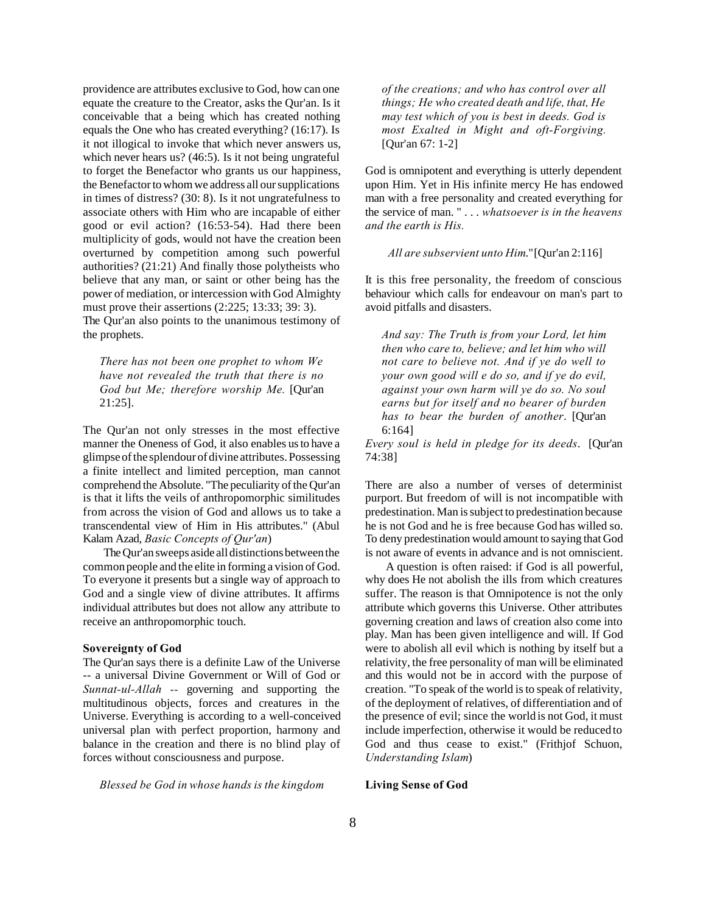providence are attributes exclusive to God, how can one equate the creature to the Creator, asks the Qur'an. Is it conceivable that a being which has created nothing equals the One who has created everything? (16:17). Is it not illogical to invoke that which never answers us, which never hears us? (46:5). Is it not being ungrateful to forget the Benefactor who grants us our happiness, the Benefactor to whom we address all our supplications in times of distress? (30: 8). Is it not ungratefulness to associate others with Him who are incapable of either good or evil action? (16:53-54). Had there been multiplicity of gods, would not have the creation been overturned by competition among such powerful authorities? (21:21) And finally those polytheists who believe that any man, or saint or other being has the power of mediation, or intercession with God Almighty must prove their assertions (2:225; 13:33; 39: 3).

The Qur'an also points to the unanimous testimony of the prophets.

> *There has not been one prophet to whom We have not revealed the truth that there is no God but Me; therefore worship Me.* [Qur'an 21:25].

The Qur'an not only stresses in the most effective manner the Oneness of God, it also enables us to have a glimpse of the splendour of divine attributes. Possessing a finite intellect and limited perception, man cannot comprehend the Absolute. "The peculiarity of the Qur'an is that it lifts the veils of anthropomorphic similitudes from across the vision of God and allows us to take a transcendental view of Him in His attributes." (Abul Kalam Azad, *Basic Concepts of Qur'an*)

The Qur'an sweeps aside all distinctions between the common people and the elite in forming a vision of God. To everyone it presents but a single way of approach to God and a single view of divine attributes. It affirms individual attributes but does not allow any attribute to receive an anthropomorphic touch.

**Sovereignty of God**

The Qur'an says there is a definite Law of the Universe -- a universal Divine Government or Will of God or *Sunnat-ul-Allah* -- governing and supporting the multitudinous objects, forces and creatures in the Universe. Everything is according to a well-conceived universal plan with perfect proportion, harmony and balance in the creation and there is no blind play of forces without consciousness and purpose.

> *Blessed be God in whose hands is the kingdom of the creations; and who has control over all things; He who created death and life, that, He may test which of you is best in deeds. God is most Exalted in Might and oft-Forgiving.* [Qur'an 67: 1-2]

God is omnipotent and everything is utterly dependent upon Him. Yet in His infinite mercy He has endowed man with a free personality and created everything for the service of man. " . . . *whatsoever is in the heavens and the earth is His.*

*All are subservient unto Him.*"[Qur'an 2:116]

It is this free personality, the freedom of conscious behaviour which calls for endeavour on man's part to avoid pitfalls and disasters.

> *And say: The Truth is from your Lord, let him then who care to, believe; and let him who will not care to believe not. And if ye do well to your own good will e do so, and if ye do evil, against your own harm will ye do so. No soul earns but for itself and no bearer of burden has to bear the burden of another*. [Qur'an 6:164]

*Every soul is held in pledge for its deeds*. [Qur'an 74:38]

There are also a number of verses of determinist purport. But freedom of will is not incompatible with predestination. Man is subject to predestination because he is not God and he is free because God has willed so. To deny predestination would amount to saying that God is not aware of events in advance and is not omniscient.

A question is often raised: if God is all powerful, why does He not abolish the ills from which creatures suffer. The reason is that Omnipotence is not the only attribute which governs this Universe. Other attributes governing creation and laws of creation also come into play. Man has been given intelligence and will. If God were to abolish all evil which is nothing by itself but a relativity, the free personality of man will be eliminated and this would not be in accord with the purpose of creation. "To speak of the world is to speak of relativity, of the deployment of relatives, of differentiation and of the presence of evil; since the world is not God, it must include imperfection, otherwise it would be reduced to God and thus cease to exist." (Frithjof Schuon, *Understanding Islam*)

**Living Sense of God**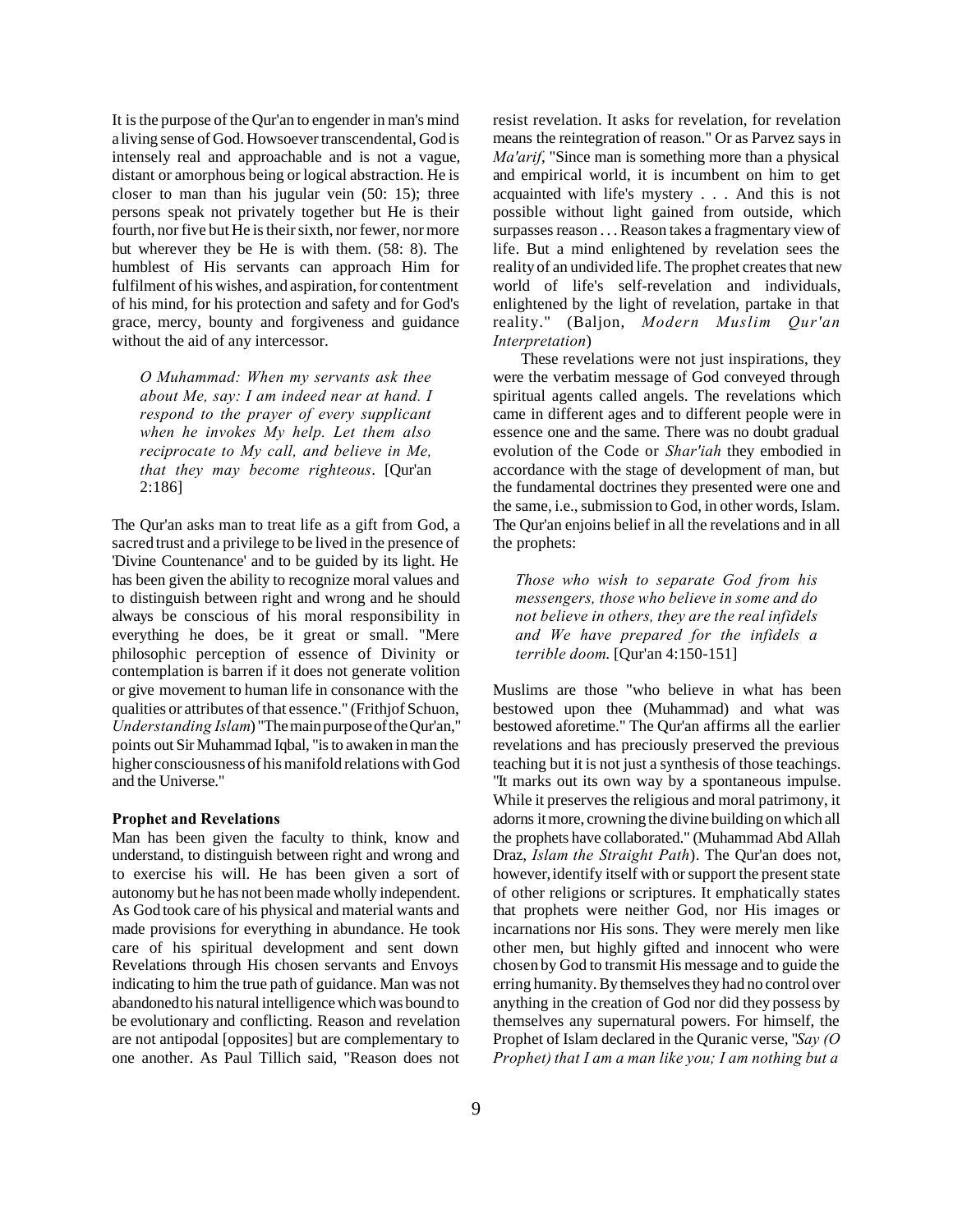It is the purpose of the Qur'an to engender in man's mind a living sense of God. Howsoever transcendental, God is intensely real and approachable and is not a vague, distant or amorphous being or logical abstraction. He is closer to man than his jugular vein (50: 15); three persons speak not privately together but He is their fourth, nor five but He is their sixth, nor fewer, nor more but wherever they be He is with them. (58: 8). The humblest of His servants can approach Him for fulfilment of his wishes, and aspiration, for contentment of his mind, for his protection and safety and for God's grace, mercy, bounty and forgiveness and guidance without the aid of any intercessor.

> *O Muhammad: When my servants ask thee about Me, say: I am indeed near at hand. I respond to the prayer of every supplicant when he invokes My help. Let them also reciprocate to My call, and believe in Me, that they may become righteous*. [Qur'an 2:186]

The Qur'an asks man to treat life as a gift from God, a sacred trust and a privilege to be lived in the presence of 'Divine Countenance' and to be guided by its light. He has been given the ability to recognize moral values and to distinguish between right and wrong and he should always be conscious of his moral responsibility in everything he does, be it great or small. "Mere philosophic perception of essence of Divinity or contemplation is barren if it does not generate volition or give movement to human life in consonance with the qualities or attributes of that essence." (Frithjof Schuon, *Understanding Islam*) "The main purpose of the Qur'an," points out Sir Muhammad Iqbal, "is to awaken in man the higher consciousness of his manifold relations with God and the Universe."

**Prophet and Revelations**

Man has been given the faculty to think, know and understand, to distinguish between right and wrong and to exercise his will. He has been given a sort of autonomy but he has not been made wholly independent. As God took care of his physical and material wants and made provisions for everything in abundance. He took care of his spiritual development and sent down Revelations through His chosen servants and Envoys indicating to him the true path of guidance. Man was not abandoned to his natural intelligence which was bound to be evolutionary and conflicting. Reason and revelation are not antipodal [opposites] but are complementary to one another. As Paul Tillich said, "Reason does not resist revelation. It asks for revelation, for revelation means the reintegration of reason." Or as Parvez says in *Ma'arif*, "Since man is something more than a physical and empirical world, it is incumbent on him to get acquainted with life's mystery . . . And this is not possible without light gained from outside, which surpasses reason . . . Reason takes a fragmentary view of life. But a mind enlightened by revelation sees the reality of an undivided life. The prophet creates that new world of life's self-revelation and individuals, enlightened by the light of revelation, partake in that reality." (Baljon, *Modern Muslim Qur'an Interpretation*)

These revelations were not just inspirations, they were the verbatim message of God conveyed through spiritual agents called angels. The revelations which came in different ages and to different people were in essence one and the same. There was no doubt gradual evolution of the Code or *Shar'iah* they embodied in accordance with the stage of development of man, but the fundamental doctrines they presented were one and the same, i.e., submission to God, in other words, Islam. The Qur'an enjoins belief in all the revelations and in all the prophets:

> *Those who wish to separate God from his messengers, those who believe in some and do not believe in others, they are the real infidels and We have prepared for the infidels a terrible doom.* [Qur'an 4:150-151]

Muslims are those "who believe in what has been bestowed upon thee (Muhammad) and what was bestowed aforetime." The Qur'an affirms all the earlier revelations and has preciously preserved the previous teaching but it is not just a synthesis of those teachings. "It marks out its own way by a spontaneous impulse. While it preserves the religious and moral patrimony, it adorns it more, crowning the divine building on which all the prophets have collaborated." (Muhammad Abd Allah Draz, *Islam the Straight Path*). The Qur'an does not, however, identify itself with or support the present state of other religions or scriptures. It emphatically states that prophets were neither God, nor His images or incarnations nor His sons. They were merely men like other men, but highly gifted and innocent who were chosen by God to transmit His message and to guide the erring humanity. By themselves they had no control over anything in the creation of God nor did they possess by themselves any supernatural powers. For himself, the Prophet of Islam declared in the Quranic verse, "*Say (O Prophet) that I am a man like you; I am nothing but a*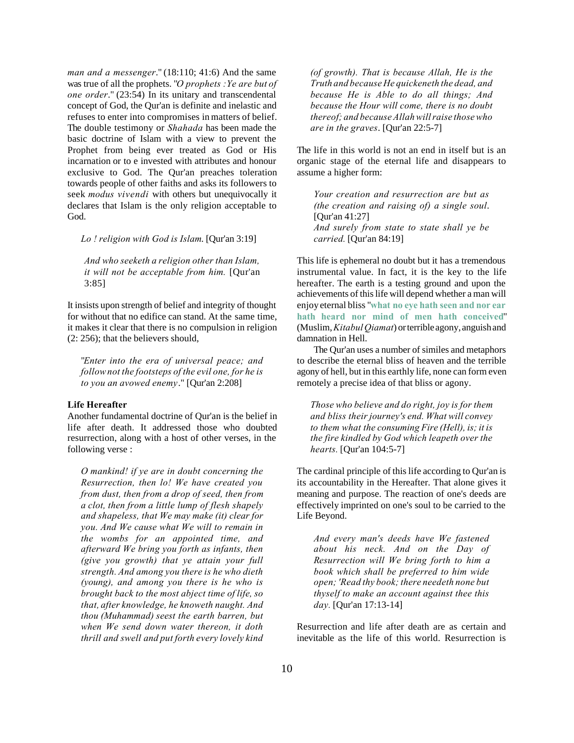*man and a messenger*." (18:110; 41:6) And the same was true of all the prophets. "*O prophets :Ye are but of one order*." (23:54) In its unitary and transcendental concept of God, the Qur'an is definite and inelastic and refuses to enter into compromises in matters of belief. The double testimony or *Shahada* has been made the basic doctrine of Islam with a view to prevent the Prophet from being ever treated as God or His incarnation or to e invested with attributes and honour exclusive to God. The Qur'an preaches toleration towards people of other faiths and asks its followers to seek *modus vivendi* with others but unequivocally it declares that Islam is the only religion acceptable to God.

> *Lo ! religion with God is Islam.* [Qur'an 3:19]

> *And who seeketh a religion other than Islam, it will not be acceptable from him.* [Qur'an 3:85]

It insists upon strength of belief and integrity of thought for without that no edifice can stand. At the same time, it makes it clear that there is no compulsion in religion (2: 256); that the believers should,

> "*Enter into the era of universal peace; and follow not the footsteps of the evil one, for he is to you an avowed enemy*." [Qur'an 2:208]

**Life Hereafter**

Another fundamental doctrine of Qur'an is the belief in life after death. It addressed those who doubted resurrection, along with a host of other verses, in the following verse :

> *O mankind! if ye are in doubt concerning the Resurrection, then lo! We have created you from dust, then from a drop of seed, then from a clot, then from a little lump of flesh shapely and shapeless, that We may make (it) clear for you. And We cause what We will to remain in the wombs for an appointed time, and afterward We bring you forth as infants, then (give you growth) that ye attain your full strength. And among you there is he who dieth (young), and among you there is he who is brought back to the most abject time of life, so that, after knowledge, he knoweth naught. And thou (Muhammad) seest the earth barren, but when We send down water thereon, it doth thrill and swell and put forth every lovely kind (of growth). That is because Allah, He is the Truth and because He quickeneth the dead, and because He is Able to do all things; And because the Hour will come, there is no doubt thereof; and because Allah will raise those who are in the graves*. [Qur'an 22:5-7]

The life in this world is not an end in itself but is an organic stage of the eternal life and disappears to assume a higher form:

> *Your creation and resurrection are but as (the creation and raising of) a single soul*. [Qur'an 41:27]
> *And surely from state to state shall ye be carried.* [Qur'an 84:19]

This life is ephemeral no doubt but it has a tremendous instrumental value. In fact, it is the key to the life hereafter. The earth is a testing ground and upon the achievements of this life will depend whether a man will enjoy eternal bliss "**what no eye hath seen and nor ear hath heard nor mind of men hath conceived**" (Muslim, *Kitabul Qiamat*) or terrible agony, anguish and damnation in Hell.

The Qur'an uses a number of similes and metaphors to describe the eternal bliss of heaven and the terrible agony of hell, but in this earthly life, none can form even remotely a precise idea of that bliss or agony.

> *Those who believe and do right, joy is for them and bliss their journey's end. What will convey to them what the consuming Fire (Hell), is; it is the fire kindled by God which leapeth over the hearts.* [Qur'an 104:5-7]

The cardinal principle of this life according to Qur'an is its accountability in the Hereafter. That alone gives it meaning and purpose. The reaction of one's deeds are effectively imprinted on one's soul to be carried to the Life Beyond.

> *And every man's deeds have We fastened about his neck. And on the Day of Resurrection will We bring forth to him a book which shall be preferred to him wide open; 'Read thy book; there needeth none but thyself to make an account against thee this day.* [Qur'an 17:13-14]

Resurrection and life after death are as certain and inevitable as the life of this world. Resurrection is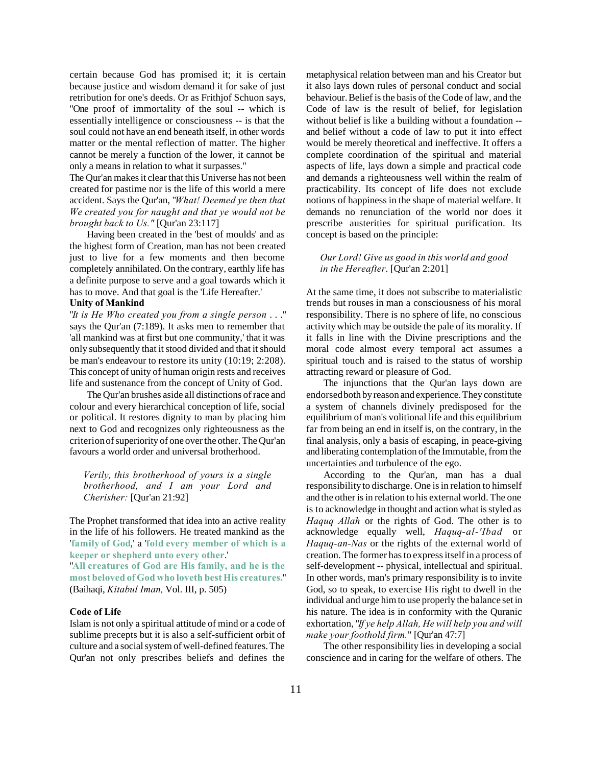certain because God has promised it; it is certain because justice and wisdom demand it for sake of just retribution for one's deeds. Or as Frithjof Schuon says, "One proof of immortality of the soul -- which is essentially intelligence or consciousness -- is that the soul could not have an end beneath itself, in other words matter or the mental reflection of matter. The higher cannot be merely a function of the lower, it cannot be only a means in relation to what it surpasses."

The Qur'an makes it clear that this Universe has not been created for pastime nor is the life of this world a mere accident. Says the Qur'an, "*What! Deemed ye then that We created you for naught and that ye would not be brought back to Us."* [Qur'an 23:117]

Having been created in the 'best of moulds' and as the highest form of Creation, man has not been created just to live for a few moments and then become completely annihilated. On the contrary, earthly life has a definite purpose to serve and a goal towards which it has to move. And that goal is the 'Life Hereafter.'

**Unity of Mankind**

"*It is He Who created you from a single person . . .*" says the Qur'an (7:189). It asks men to remember that 'all mankind was at first but one community,' that it was only subsequently that it stood divided and that it should be man's endeavour to restore its unity (10:19; 2:208). This concept of unity of human origin rests and receives life and sustenance from the concept of Unity of God.

The Qur'an brushes aside all distinctions of race and colour and every hierarchical conception of life, social or political. It restores dignity to man by placing him next to God and recognizes only righteousness as the criterion of superiority of one over the other. The Qur'an favours a world order and universal brotherhood.

> *Verily, this brotherhood of yours is a single brotherhood, and I am your Lord and Cherisher:* [Qur'an 21:92]

The Prophet transformed that idea into an active reality in the life of his followers. He treated mankind as the '**family of God**,' a '**fold every member of which is a keeper or shepherd unto every other**.'

"**All creatures of God are His family, and he is the most beloved of God who loveth best His creatures.**" (Baihaqi, *Kitabul Iman,* Vol. III, p. 505)

**Code of Life**

Islam is not only a spiritual attitude of mind or a code of sublime precepts but it is also a self-sufficient orbit of culture and a social system of well-defined features. The Qur'an not only prescribes beliefs and defines the metaphysical relation between man and his Creator but it also lays down rules of personal conduct and social behaviour. Belief is the basis of the Code of law, and the Code of law is the result of belief, for legislation without belief is like a building without a foundation -- and belief without a code of law to put it into effect would be merely theoretical and ineffective. It offers a complete coordination of the spiritual and material aspects of life, lays down a simple and practical code and demands a righteousness well within the realm of practicability. Its concept of life does not exclude notions of happiness in the shape of material welfare. It demands no renunciation of the world nor does it prescribe austerities for spiritual purification. Its concept is based on the principle:

> *Our Lord! Give us good in this world and good in the Hereafter*. [Qur'an 2:201]

At the same time, it does not subscribe to materialistic trends but rouses in man a consciousness of his moral responsibility. There is no sphere of life, no conscious activity which may be outside the pale of its morality. If it falls in line with the Divine prescriptions and the moral code almost every temporal act assumes a spiritual touch and is raised to the status of worship attracting reward or pleasure of God.

The injunctions that the Qur'an lays down are endorsed both by reason and experience. They constitute a system of channels divinely predisposed for the equilibrium of man's volitional life and this equilibrium far from being an end in itself is, on the contrary, in the final analysis, only a basis of escaping, in peace-giving and liberating contemplation of the Immutable, from the uncertainties and turbulence of the ego.

According to the Qur'an, man has a dual responsibility to discharge. One is in relation to himself and the other is in relation to his external world. The one is to acknowledge in thought and action what is styled as *Haquq Allah* or the rights of God. The other is to acknowledge equally well, *Haquq-al-'Ibad* or *Haquq-an-Nas* or the rights of the external world of creation. The former has to express itself in a process of self-development -- physical, intellectual and spiritual. In other words, man's primary responsibility is to invite God, so to speak, to exercise His right to dwell in the individual and urge him to use properly the balance set in his nature. The idea is in conformity with the Quranic exhortation, "*If ye help Allah, He will help you and will make your foothold firm.*" [Qur'an 47:7]

The other responsibility lies in developing a social conscience and in caring for the welfare of others. The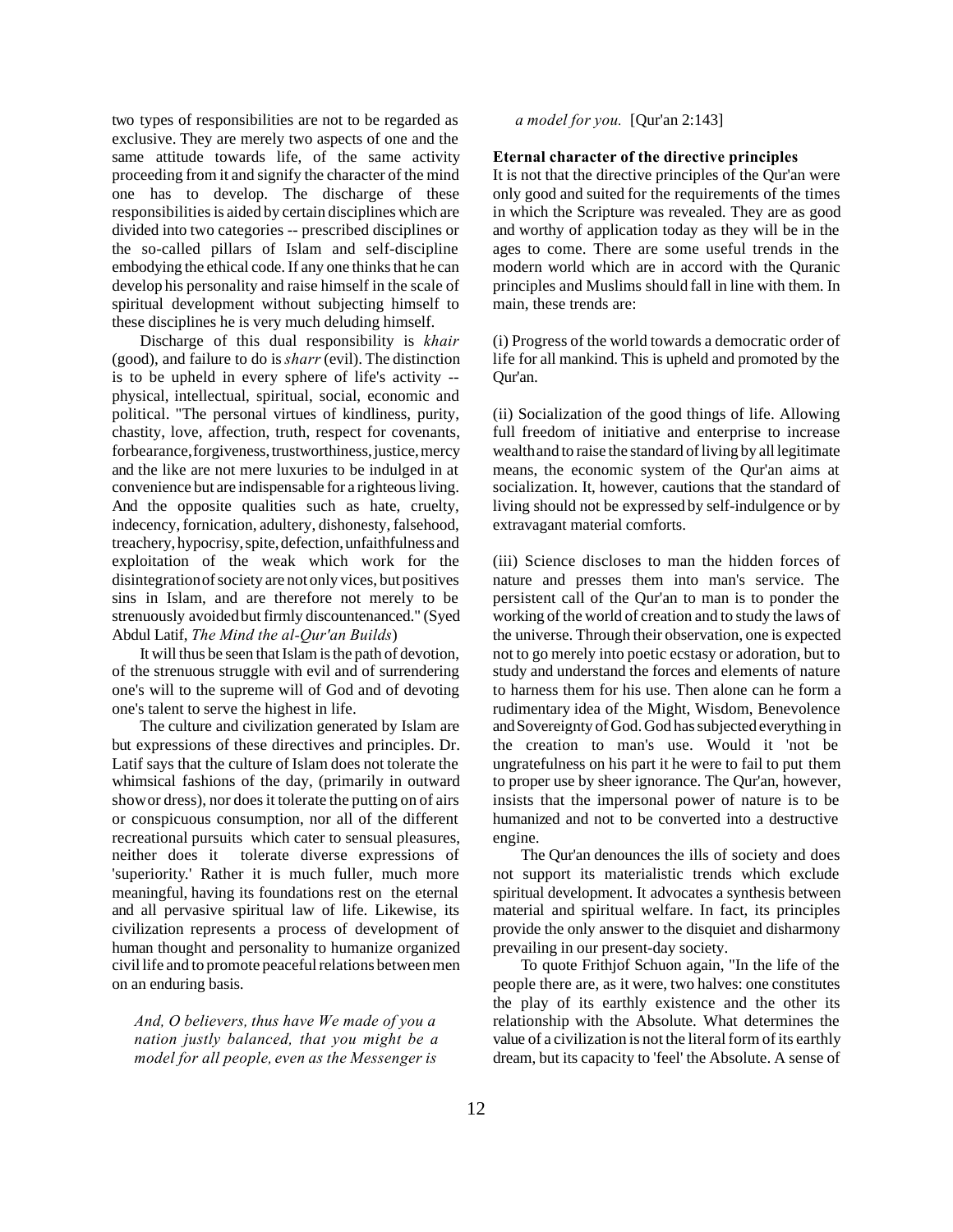two types of responsibilities are not to be regarded as exclusive. They are merely two aspects of one and the same attitude towards life, of the same activity proceeding from it and signify the character of the mind one has to develop. The discharge of these responsibilities is aided by certain disciplines which are divided into two categories -- prescribed disciplines or the so-called pillars of Islam and self-discipline embodying the ethical code. If any one thinks that he can develop his personality and raise himself in the scale of spiritual development without subjecting himself to these disciplines he is very much deluding himself.

Discharge of this dual responsibility is *khair* (good), and failure to do is *sharr* (evil). The distinction is to be upheld in every sphere of life's activity -- physical, intellectual, spiritual, social, economic and political. "The personal virtues of kindliness, purity, chastity, love, affection, truth, respect for covenants, forbearance, forgiveness, trustworthiness, justice, mercy and the like are not mere luxuries to be indulged in at convenience but are indispensable for a righteous living. And the opposite qualities such as hate, cruelty, indecency, fornication, adultery, dishonesty, falsehood, treachery, hypocrisy, spite, defection, unfaithfulness and exploitation of the weak which work for the disintegration of society are not only vices, but positives sins in Islam, and are therefore not merely to be strenuously avoided but firmly discountenanced." (Syed Abdul Latif, *The Mind the al-Qur'an Builds*)

It will thus be seen that Islam is the path of devotion, of the strenuous struggle with evil and of surrendering one's will to the supreme will of God and of devoting one's talent to serve the highest in life.

The culture and civilization generated by Islam are but expressions of these directives and principles. Dr. Latif says that the culture of Islam does not tolerate the whimsical fashions of the day, (primarily in outward show or dress), nor does it tolerate the putting on of airs or conspicuous consumption, nor all of the different recreational pursuits which cater to sensual pleasures, neither does it tolerate diverse expressions of 'superiority.' Rather it is much fuller, much more meaningful, having its foundations rest on the eternal and all pervasive spiritual law of life. Likewise, its civilization represents a process of development of human thought and personality to humanize organized civil life and to promote peaceful relations between men on an enduring basis.

*And, O believers, thus have We made of you a nation justly balanced, that you might be a model for all people, even as the Messenger is a model for you.* [Qur'an 2:143]

**Eternal character of the directive principles**

It is not that the directive principles of the Qur'an were only good and suited for the requirements of the times in which the Scripture was revealed. They are as good and worthy of application today as they will be in the ages to come. There are some useful trends in the modern world which are in accord with the Quranic principles and Muslims should fall in line with them. In main, these trends are:

(i) Progress of the world towards a democratic order of life for all mankind. This is upheld and promoted by the Qur'an.

(ii) Socialization of the good things of life. Allowing full freedom of initiative and enterprise to increase wealth and to raise the standard of living by all legitimate means, the economic system of the Qur'an aims at socialization. It, however, cautions that the standard of living should not be expressed by self-indulgence or by extravagant material comforts.

(iii) Science discloses to man the hidden forces of nature and presses them into man's service. The persistent call of the Qur'an to man is to ponder the working of the world of creation and to study the laws of the universe. Through their observation, one is expected not to go merely into poetic ecstasy or adoration, but to study and understand the forces and elements of nature to harness them for his use. Then alone can he form a rudimentary idea of the Might, Wisdom, Benevolence and Sovereignty of God. God has subjected everything in the creation to man's use. Would it 'not be ungratefulness on his part it he were to fail to put them to proper use by sheer ignorance. The Qur'an, however, insists that the impersonal power of nature is to be humanized and not to be converted into a destructive engine.

The Qur'an denounces the ills of society and does not support its materialistic trends which exclude spiritual development. It advocates a synthesis between material and spiritual welfare. In fact, its principles provide the only answer to the disquiet and disharmony prevailing in our present-day society.

To quote Frithjof Schuon again, "In the life of the people there are, as it were, two halves: one constitutes the play of its earthly existence and the other its relationship with the Absolute. What determines the value of a civilization is not the literal form of its earthly dream, but its capacity to 'feel' the Absolute. A sense of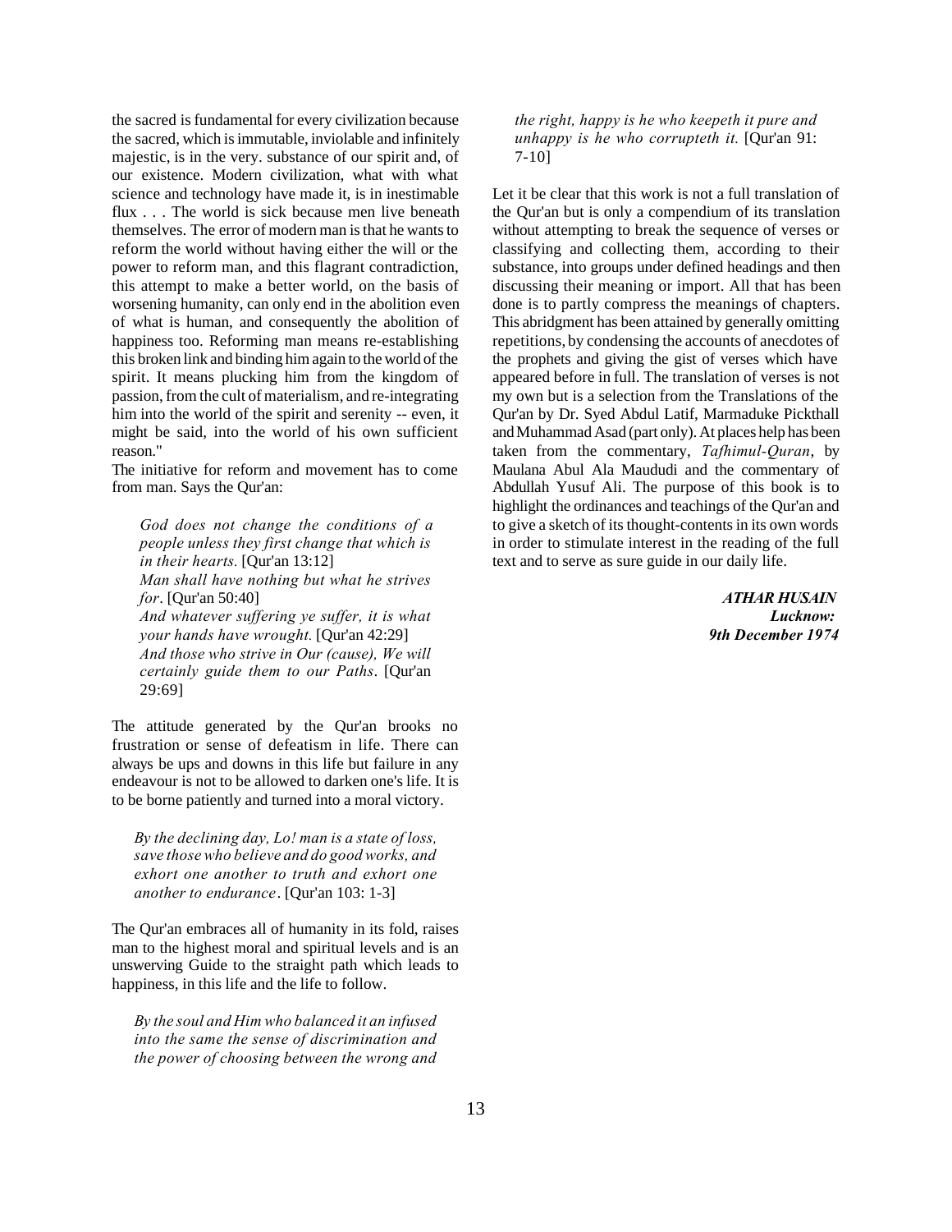the sacred is fundamental for every civilization because the sacred, which is immutable, inviolable and infinitely majestic, is in the very. substance of our spirit and, of our existence. Modern civilization, what with what science and technology have made it, is in inestimable flux . . . The world is sick because men live beneath themselves. The error of modern man is that he wants to reform the world without having either the will or the power to reform man, and this flagrant contradiction, this attempt to make a better world, on the basis of worsening humanity, can only end in the abolition even of what is human, and consequently the abolition of happiness too. Reforming man means re-establishing this broken link and binding him again to the world of the spirit. It means plucking him from the kingdom of passion, from the cult of materialism, and re-integrating him into the world of the spirit and serenity -- even, it might be said, into the world of his own sufficient reason."

The initiative for reform and movement has to come from man. Says the Qur'an:

> *God does not change the conditions of a people unless they first change that which is in their hearts.* [Qur'an 13:12]
> *Man shall have nothing but what he strives for*. [Qur'an 50:40]
> *And whatever suffering ye suffer, it is what your hands have wrought.* [Qur'an 42:29]
> *And those who strive in Our (cause), We will certainly guide them to our Paths*. [Qur'an 29:69]

The attitude generated by the Qur'an brooks no frustration or sense of defeatism in life. There can always be ups and downs in this life but failure in any endeavour is not to be allowed to darken one's life. It is to be borne patiently and turned into a moral victory.

> *By the declining day, Lo! man is a state of loss, save those who believe and do good works, and exhort one another to truth and exhort one another to endurance*. [Qur'an 103: 1-3]

The Qur'an embraces all of humanity in its fold, raises man to the highest moral and spiritual levels and is an unswerving Guide to the straight path which leads to happiness, in this life and the life to follow.

> *By the soul and Him who balanced it an infused into the same the sense of discrimination and the power of choosing between the wrong and the right, happy is he who keepeth it pure and unhappy is he who corrupteth it.* [Qur'an 91: 7-10]

Let it be clear that this work is not a full translation of the Qur'an but is only a compendium of its translation without attempting to break the sequence of verses or classifying and collecting them, according to their substance, into groups under defined headings and then discussing their meaning or import. All that has been done is to partly compress the meanings of chapters. This abridgment has been attained by generally omitting repetitions, by condensing the accounts of anecdotes of the prophets and giving the gist of verses which have appeared before in full. The translation of verses is not my own but is a selection from the Translations of the Qur'an by Dr. Syed Abdul Latif, Marmaduke Pickthall and Muhammad Asad (part only). At places help has been taken from the commentary, *Tafhimul-Quran*, by Maulana Abul Ala Maududi and the commentary of Abdullah Yusuf Ali. The purpose of this book is to highlight the ordinances and teachings of the Qur'an and to give a sketch of its thought-contents in its own words in order to stimulate interest in the reading of the full text and to serve as sure guide in our daily life.

***ATHAR HUSAIN***
***Lucknow:***
***9th December 1974***